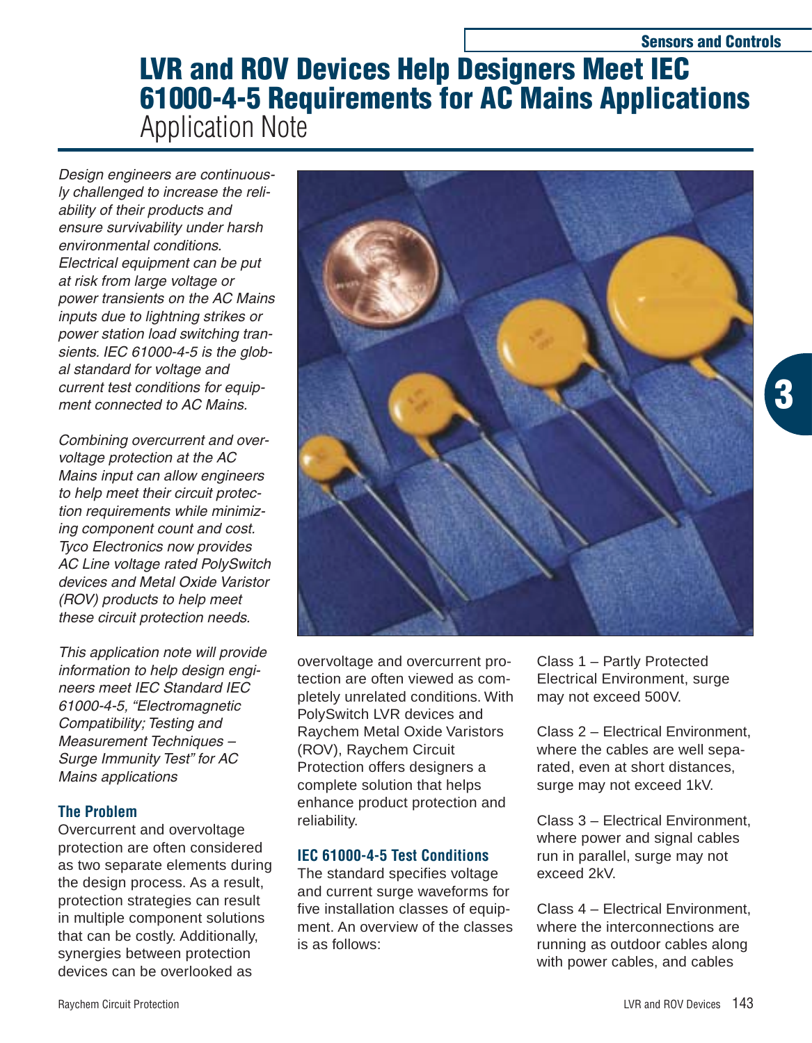# LVR and ROV Devices Help Designers Meet IEC 61000-4-5 Requirements for AC Mains Applications

Application Note

*Design engineers are continuously challenged to increase the reliability of their products and ensure survivability under harsh environmental conditions. Electrical equipment can be put at risk from large voltage or power transients on the AC Mains inputs due to lightning strikes or power station load switching transients. IEC 61000-4-5 is the global standard for voltage and current test conditions for equipment connected to AC Mains.*

*Combining overcurrent and overvoltage protection at the AC Mains input can allow engineers to help meet their circuit protection requirements while minimizing component count and cost. Tyco Electronics now provides AC Line voltage rated PolySwitch devices and Metal Oxide Varistor (ROV) products to help meet these circuit protection needs.*

*This application note will provide information to help design engineers meet IEC Standard IEC 61000-4-5, "Electromagnetic Compatibility; Testing and Measurement Techniques – Surge Immunity Test" for AC Mains applications*

### The Problem

Overcurrent and overvoltage protection are often considered as two separate elements during the design process. As a result, protection strategies can result in multiple component solutions that can be costly. Additionally, synergies between protection devices can be overlooked as overvoltage and overcurrent protection are often viewed as completely unrelated conditions. With PolySwitch LVR devices and Raychem Metal Oxide Varistors (ROV), Raychem Circuit Protection offers designers a complete solution that helps enhance product protection and reliability.

### IEC 61000-4-5 Test Conditions

The standard specifies voltage and current surge waveforms for five installation classes of equipment. An overview of the classes is as follows:

Class 1 – Partly Protected Electrical Environment, surge may not exceed 500V.

Class 2 – Electrical Environment, where the cables are well separated, even at short distances, surge may not exceed 1kV.

Class 3 – Electrical Environment, where power and signal cables run in parallel, surge may not exceed 2kV.

Class 4 – Electrical Environment, where the interconnections are running as outdoor cables along with power cables, and cables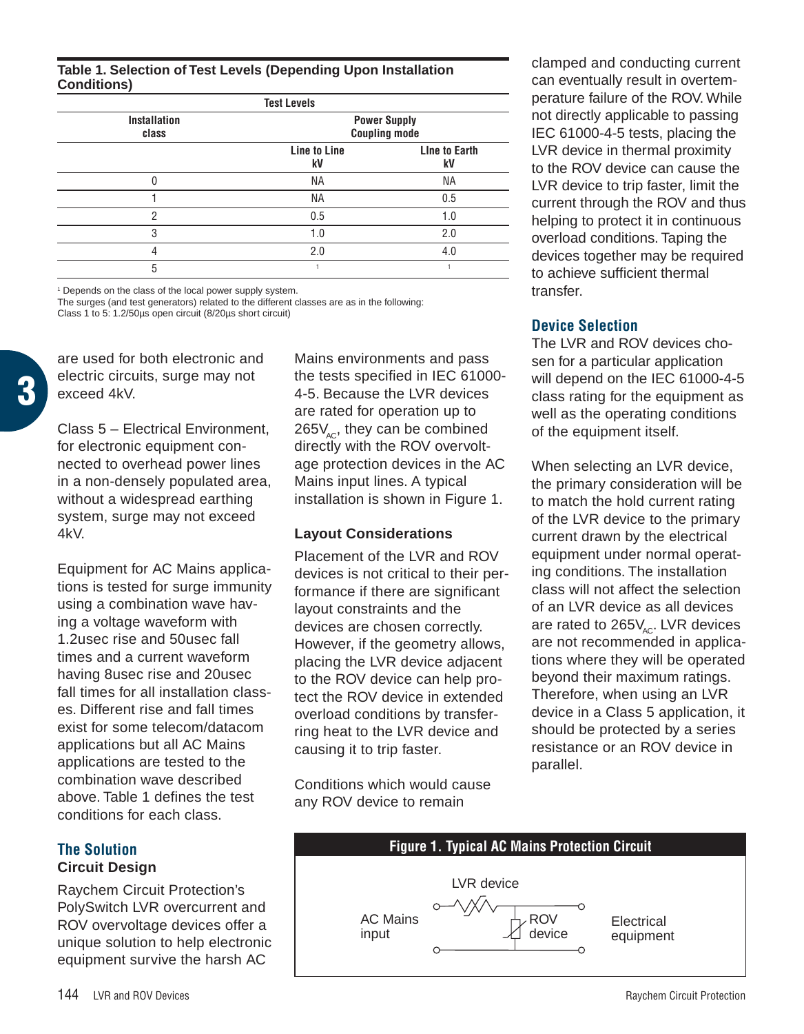**Table 1. Selection of Test Levels (Depending Upon Installation Conditions)**

| Installation class | Test Levels | |
|---|---|---|
| | Power Supply Coupling mode | |
| | Line to Line kV | LIne to Earth kV |
| 0 | NA | NA |
| 1 | NA | 0.5 |
| 2 | 0.5 | 1.0 |
| 3 | 1.0 | 2.0 |
| 4 | 2.0 | 4.0 |
| 5 | [1] | [1] |

[1] Depends on the class of the local power supply system.
The surges (and test generators) related to the different classes are as in the following:
Class 1 to 5: 1.2/50µs open circuit (8/20µs short circuit)

are used for both electronic and electric circuits, surge may not exceed 4kV.

Class 5 – Electrical Environment, for electronic equipment connected to overhead power lines in a non-densely populated area, without a widespread earthing system, surge may not exceed 4kV.

Equipment for AC Mains applications is tested for surge immunity using a combination wave having a voltage waveform with 1.2usec rise and 50usec fall times and a current waveform having 8usec rise and 20usec fall times for all installation classes. Different rise and fall times exist for some telecom/datacom applications but all AC Mains applications are tested to the combination wave described above. Table 1 defines the test conditions for each class.

## The Solution

### Circuit Design

Raychem Circuit Protection's PolySwitch LVR overcurrent and ROV overvoltage devices offer a unique solution to help electronic equipment survive the harsh AC Mains environments and pass the tests specified in IEC 61000-4-5. Because the LVR devices are rated for operation up to $265V_{AC}$, they can be combined directly with the ROV overvoltage protection devices in the AC Mains input lines. A typical installation is shown in Figure 1.

### Layout Considerations

Placement of the LVR and ROV devices is not critical to their performance if there are significant layout constraints and the devices are chosen correctly. However, if the geometry allows, placing the LVR device adjacent to the ROV device can help protect the ROV device in extended overload conditions by transferring heat to the LVR device and causing it to trip faster.

Conditions which would cause any ROV device to remain clamped and conducting current can eventually result in overtemperature failure of the ROV. While not directly applicable to passing IEC 61000-4-5 tests, placing the LVR device in thermal proximity to the ROV device can cause the LVR device to trip faster, limit the current through the ROV and thus helping to protect it in continuous overload conditions. Taping the devices together may be required to achieve sufficient thermal transfer.

## Device Selection

The LVR and ROV devices chosen for a particular application will depend on the IEC 61000-4-5 class rating for the equipment as well as the operating conditions of the equipment itself.

When selecting an LVR device, the primary consideration will be to match the hold current rating of the LVR device to the primary current drawn by the electrical equipment under normal operating conditions. The installation class will not affect the selection of an LVR device as all devices are rated to $265V_{AC}$. LVR devices are not recommended in applications where they will be operated beyond their maximum ratings. Therefore, when using an LVR device in a Class 5 application, it should be protected by a series resistance or an ROV device in parallel.

**Figure 1. Typical AC Mains Protection Circuit**

AC Mains input — LVR device — ROV device — Electrical equipment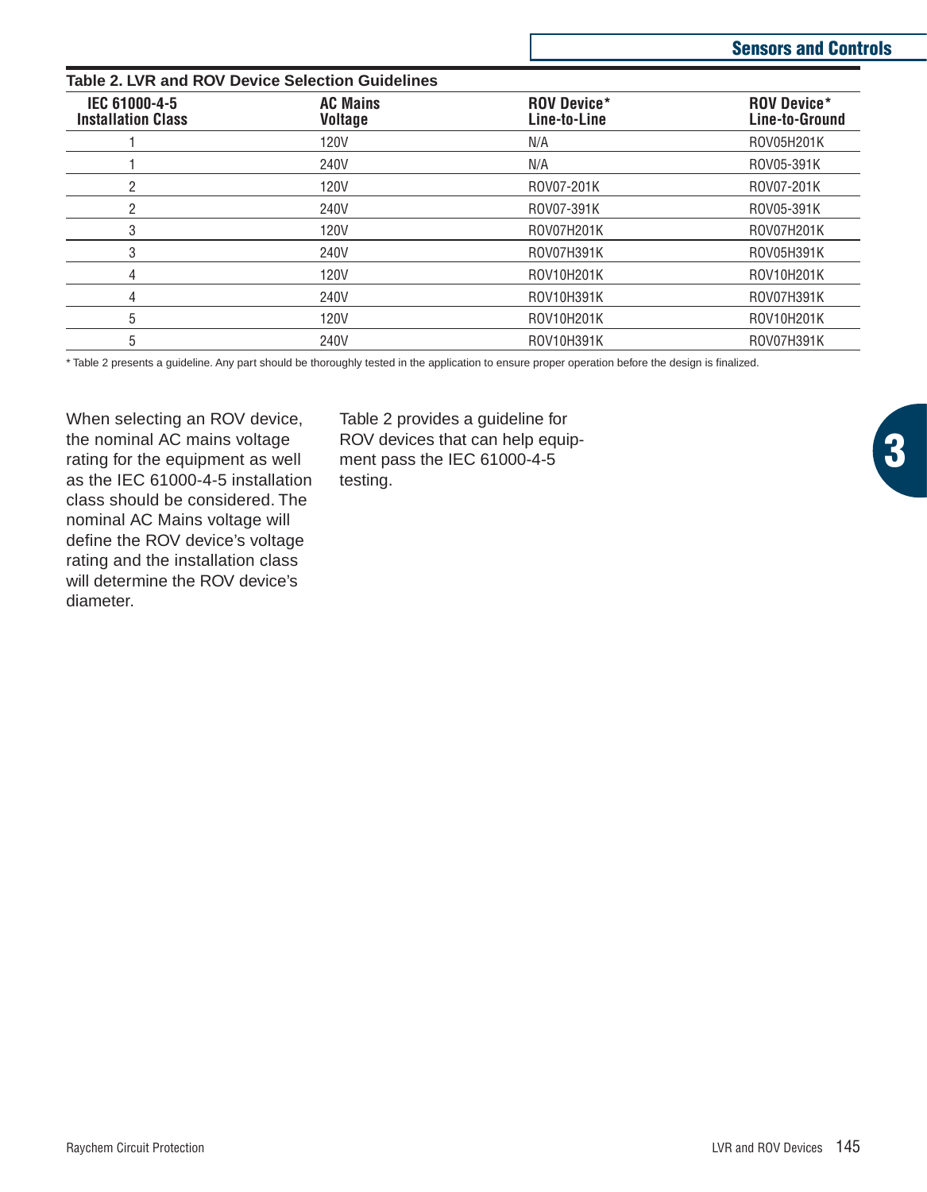**Table 2. LVR and ROV Device Selection Guidelines**

| IEC 61000-4-5 Installation Class | AC Mains Voltage | ROV Device* Line-to-Line | ROV Device* Line-to-Ground |
|---|---|---|---|
| 1 | 120V | N/A | ROV05H201K |
| 1 | 240V | N/A | ROV05-391K |
| 2 | 120V | ROV07-201K | ROV07-201K |
| 2 | 240V | ROV07-391K | ROV05-391K |
| 3 | 120V | ROV07H201K | ROV07H201K |
| 3 | 240V | ROV07H391K | ROV05H391K |
| 4 | 120V | ROV10H201K | ROV10H201K |
| 4 | 240V | ROV10H391K | ROV07H391K |
| 5 | 120V | ROV10H201K | ROV10H201K |
| 5 | 240V | ROV10H391K | ROV07H391K |

* Table 2 presents a guideline. Any part should be thoroughly tested in the application to ensure proper operation before the design is finalized.

When selecting an ROV device, the nominal AC mains voltage rating for the equipment as well as the IEC 61000-4-5 installation class should be considered. The nominal AC Mains voltage will define the ROV device's voltage rating and the installation class will determine the ROV device's diameter.

Table 2 provides a guideline for ROV devices that can help equipment pass the IEC 61000-4-5 testing.